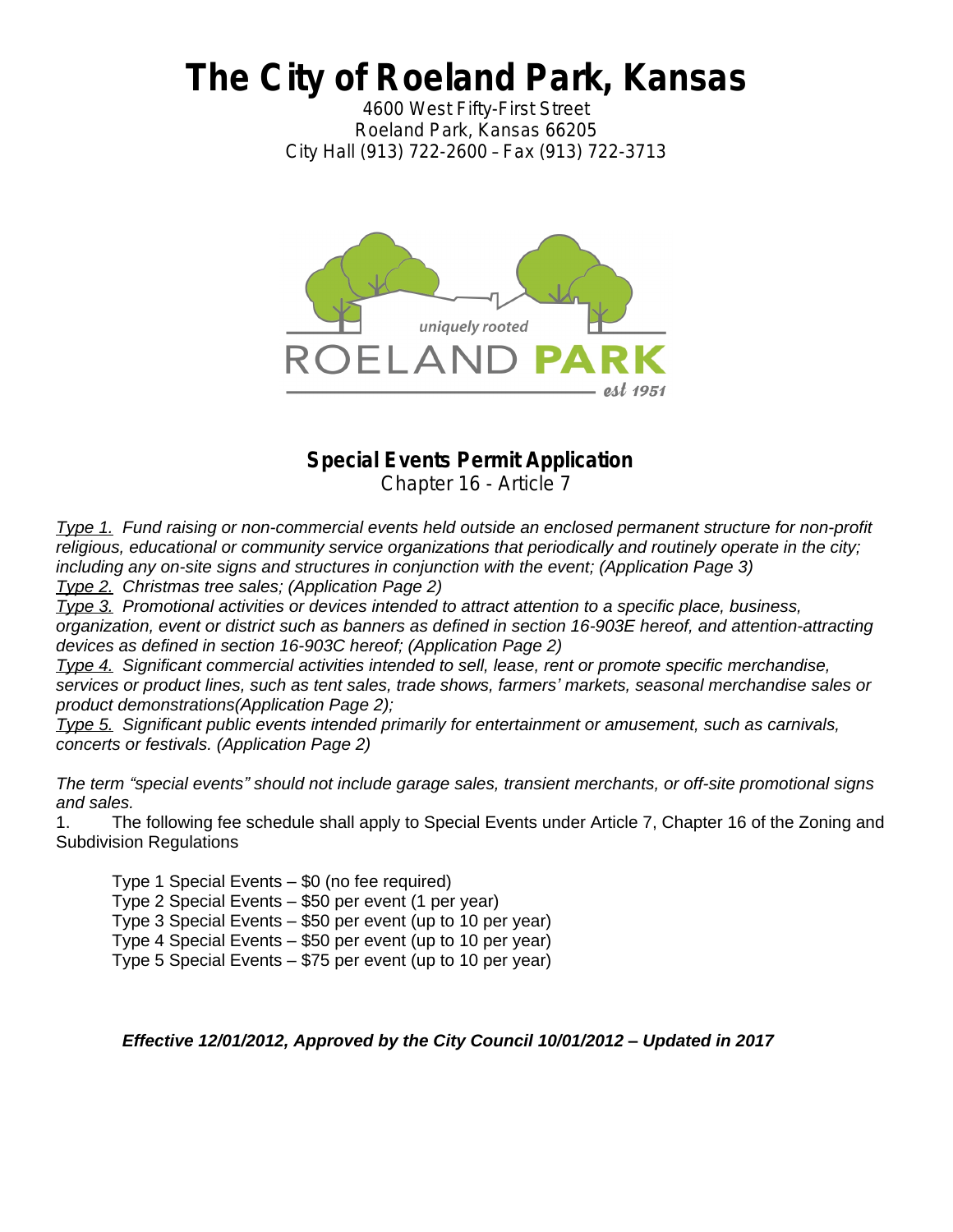# The City of Roeland Park, Kansas

4600 West Fifty-First Street
Roeland Park, Kansas 66205
City Hall (913) 722-2600 – Fax (913) 722-3713

## Special Events Permit Application

Chapter 16 - Article 7

*Type 1.* *Fund raising or non-commercial events held outside an enclosed permanent structure for non-profit religious, educational or community service organizations that periodically and routinely operate in the city; including any on-site signs and structures in conjunction with the event; (Application Page 3)*
*Type 2.* *Christmas tree sales; (Application Page 2)*
*Type 3.* *Promotional activities or devices intended to attract attention to a specific place, business, organization, event or district such as banners as defined in section 16-903E hereof, and attention-attracting devices as defined in section 16-903C hereof; (Application Page 2)*
*Type 4.* *Significant commercial activities intended to sell, lease, rent or promote specific merchandise, services or product lines, such as tent sales, trade shows, farmers' markets, seasonal merchandise sales or product demonstrations(Application Page 2);*
*Type 5.* *Significant public events intended primarily for entertainment or amusement, such as carnivals, concerts or festivals. (Application Page 2)*

*The term "special events" should not include garage sales, transient merchants, or off-site promotional signs and sales.*

1. The following fee schedule shall apply to Special Events under Article 7, Chapter 16 of the Zoning and Subdivision Regulations

Type 1 Special Events – $0 (no fee required)
Type 2 Special Events – $50 per event (1 per year)
Type 3 Special Events – $50 per event (up to 10 per year)
Type 4 Special Events – $50 per event (up to 10 per year)
Type 5 Special Events – $75 per event (up to 10 per year)

***Effective 12/01/2012, Approved by the City Council 10/01/2012 – Updated in 2017***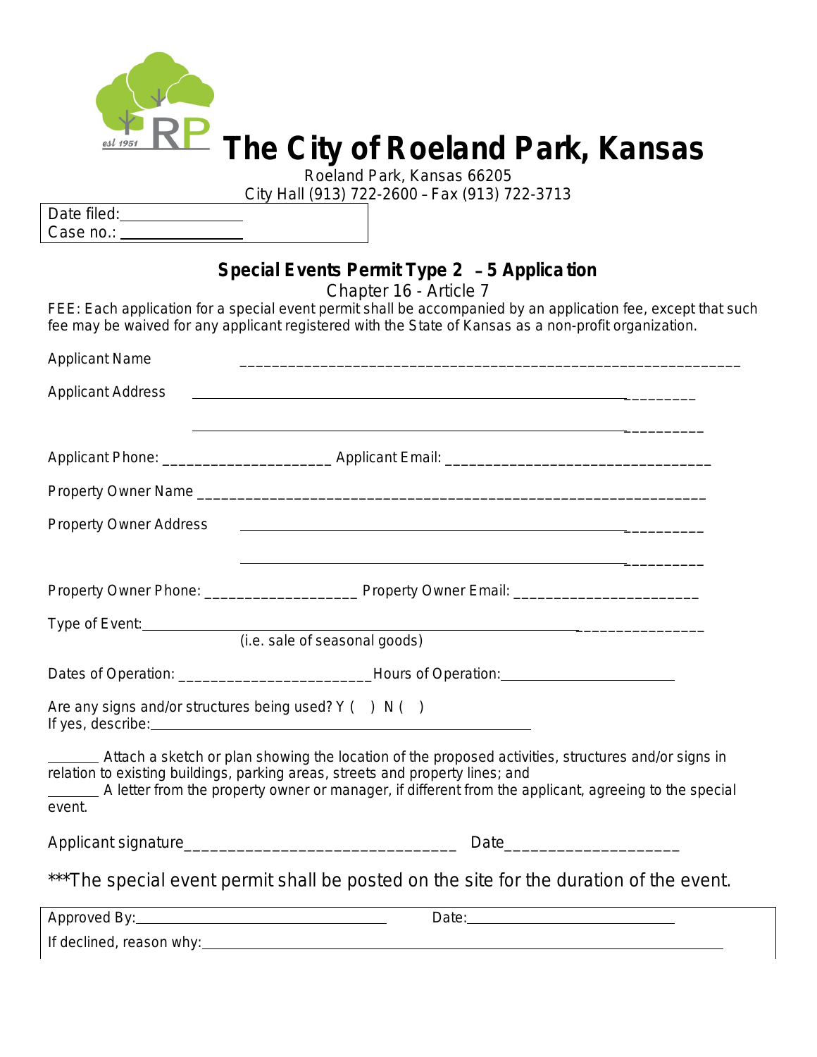# The City of Roeland Park, Kansas

Roeland Park, Kansas 66205
City Hall (913) 722-2600 – Fax (913) 722-3713

Date filed: ________________
Case no.: ________________

## Special Events Permit Type 2 – 5 Application

Chapter 16 - Article 7

FEE: Each application for a special event permit shall be accompanied by an application fee, except that such fee may be waived for any applicant registered with the State of Kansas as a non-profit organization.

Applicant Name ____________________________________________________________

Applicant Address ____________________________________________________________

____________________________________________________________

Applicant Phone: ____________________ Applicant Email: ________________________________

Property Owner Name ____________________________________________________________

Property Owner Address ____________________________________________________________

____________________________________________________________

Property Owner Phone: __________________ Property Owner Email: ______________________

Type of Event: ____________________________________________________________
(i.e. sale of seasonal goods)

Dates of Operation: ______________________ Hours of Operation: ______________________

Are any signs and/or structures being used? Y ( ) N ( )
If yes, describe: ________________________________________________

______ Attach a sketch or plan showing the location of the proposed activities, structures and/or signs in relation to existing buildings, parking areas, streets and property lines; and
______ A letter from the property owner or manager, if different from the applicant, agreeing to the special event.

Applicant signature ______________________________ Date ____________________

***The special event permit shall be posted on the site for the duration of the event.

Approved By: ______________________________ Date: ______________________________

If declined, reason why: ____________________________________________________________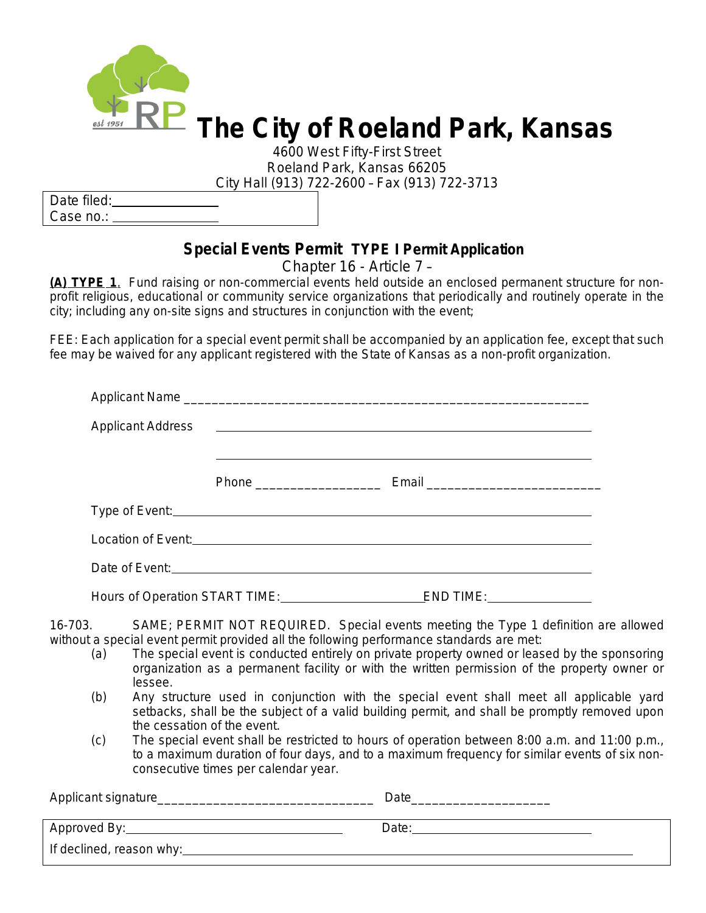# The City of Roeland Park, Kansas

4600 West Fifty-First Street
Roeland Park, Kansas 66205
City Hall (913) 722-2600 – Fax (913) 722-3713

Date filed: ______________
Case no.: ______________

## Special Events Permit TYPE I Permit Application

Chapter 16 - Article 7 –

**(A) TYPE 1**. Fund raising or non-commercial events held outside an enclosed permanent structure for non-profit religious, educational or community service organizations that periodically and routinely operate in the city; including any on-site signs and structures in conjunction with the event;

FEE: Each application for a special event permit shall be accompanied by an application fee, except that such fee may be waived for any applicant registered with the State of Kansas as a non-profit organization.

Applicant Name ___________________________________________________________

Applicant Address ___________________________________________________________

___________________________________________________________

Phone _________________ Email ________________________

Type of Event: ___________________________________________________________

Location of Event: ___________________________________________________________

Date of Event: ___________________________________________________________

Hours of Operation START TIME: ____________________ END TIME: ______________

16-703. SAME; PERMIT NOT REQUIRED. Special events meeting the Type 1 definition are allowed without a special event permit provided all the following performance standards are met:

(a) The special event is conducted entirely on private property owned or leased by the sponsoring organization as a permanent facility or with the written permission of the property owner or lessee.

(b) Any structure used in conjunction with the special event shall meet all applicable yard setbacks, shall be the subject of a valid building permit, and shall be promptly removed upon the cessation of the event.

(c) The special event shall be restricted to hours of operation between 8:00 a.m. and 11:00 p.m., to a maximum duration of four days, and to a maximum frequency for similar events of six non-consecutive times per calendar year.

Applicant signature______________________________ Date___________________

Approved By: ______________________________ Date: ______________________

If declined, reason why: ___________________________________________________________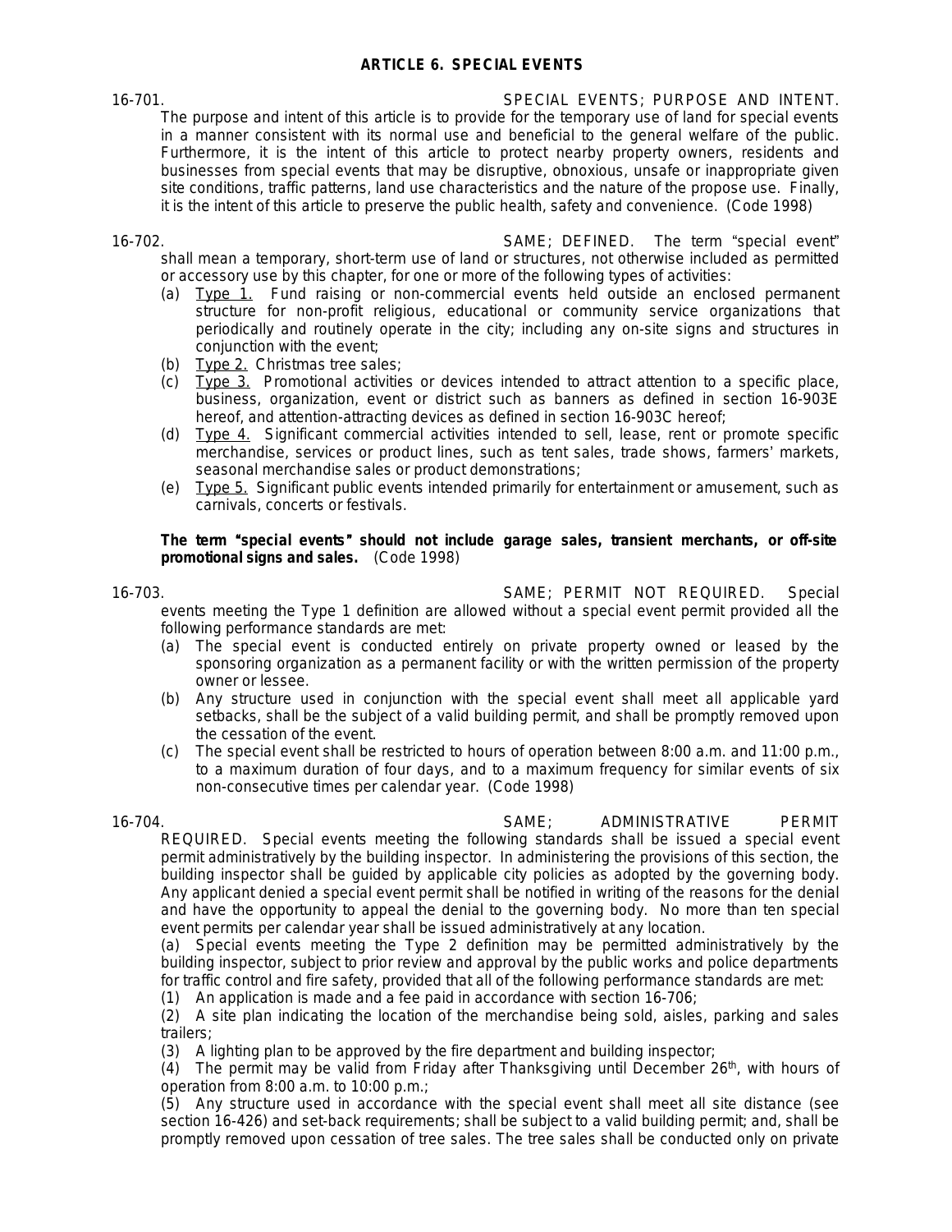## ARTICLE 6. SPECIAL EVENTS

16-701. SPECIAL EVENTS; PURPOSE AND INTENT. The purpose and intent of this article is to provide for the temporary use of land for special events in a manner consistent with its normal use and beneficial to the general welfare of the public. Furthermore, it is the intent of this article to protect nearby property owners, residents and businesses from special events that may be disruptive, obnoxious, unsafe or inappropriate given site conditions, traffic patterns, land use characteristics and the nature of the propose use. Finally, it is the intent of this article to preserve the public health, safety and convenience. (Code 1998)

16-702. SAME; DEFINED. The term "special event" shall mean a temporary, short-term use of land or structures, not otherwise included as permitted or accessory use by this chapter, for one or more of the following types of activities:

(a) Type 1. Fund raising or non-commercial events held outside an enclosed permanent structure for non-profit religious, educational or community service organizations that periodically and routinely operate in the city; including any on-site signs and structures in conjunction with the event;

(b) Type 2. Christmas tree sales;

(c) Type 3. Promotional activities or devices intended to attract attention to a specific place, business, organization, event or district such as banners as defined in section 16-903E hereof, and attention-attracting devices as defined in section 16-903C hereof;

(d) Type 4. Significant commercial activities intended to sell, lease, rent or promote specific merchandise, services or product lines, such as tent sales, trade shows, farmers' markets, seasonal merchandise sales or product demonstrations;

(e) Type 5. Significant public events intended primarily for entertainment or amusement, such as carnivals, concerts or festivals.

**The term "special events" should not include garage sales, transient merchants, or off-site promotional signs and sales.** (Code 1998)

16-703. SAME; PERMIT NOT REQUIRED. Special events meeting the Type 1 definition are allowed without a special event permit provided all the following performance standards are met:

(a) The special event is conducted entirely on private property owned or leased by the sponsoring organization as a permanent facility or with the written permission of the property owner or lessee.

(b) Any structure used in conjunction with the special event shall meet all applicable yard setbacks, shall be the subject of a valid building permit, and shall be promptly removed upon the cessation of the event.

(c) The special event shall be restricted to hours of operation between 8:00 a.m. and 11:00 p.m., to a maximum duration of four days, and to a maximum frequency for similar events of six non-consecutive times per calendar year. (Code 1998)

16-704. SAME; ADMINISTRATIVE PERMIT REQUIRED. Special events meeting the following standards shall be issued a special event permit administratively by the building inspector. In administering the provisions of this section, the building inspector shall be guided by applicable city policies as adopted by the governing body. Any applicant denied a special event permit shall be notified in writing of the reasons for the denial and have the opportunity to appeal the denial to the governing body. No more than ten special event permits per calendar year shall be issued administratively at any location.

(a) Special events meeting the Type 2 definition may be permitted administratively by the building inspector, subject to prior review and approval by the public works and police departments for traffic control and fire safety, provided that all of the following performance standards are met:

(1) An application is made and a fee paid in accordance with section 16-706;

(2) A site plan indicating the location of the merchandise being sold, aisles, parking and sales trailers;

(3) A lighting plan to be approved by the fire department and building inspector;

(4) The permit may be valid from Friday after Thanksgiving until December 26th, with hours of operation from 8:00 a.m. to 10:00 p.m.;

(5) Any structure used in accordance with the special event shall meet all site distance (see section 16-426) and set-back requirements; shall be subject to a valid building permit; and, shall be promptly removed upon cessation of tree sales. The tree sales shall be conducted only on private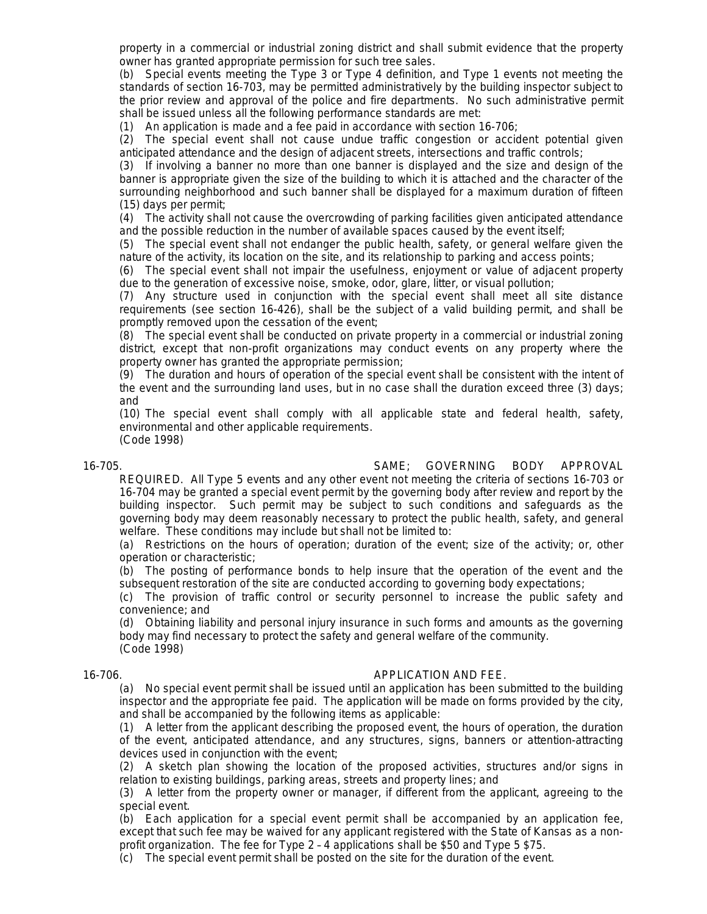property in a commercial or industrial zoning district and shall submit evidence that the property owner has granted appropriate permission for such tree sales.

(b) Special events meeting the Type 3 or Type 4 definition, and Type 1 events not meeting the standards of section 16-703, may be permitted administratively by the building inspector subject to the prior review and approval of the police and fire departments. No such administrative permit shall be issued unless all the following performance standards are met:

(1) An application is made and a fee paid in accordance with section 16-706;

(2) The special event shall not cause undue traffic congestion or accident potential given anticipated attendance and the design of adjacent streets, intersections and traffic controls;

(3) If involving a banner no more than one banner is displayed and the size and design of the banner is appropriate given the size of the building to which it is attached and the character of the surrounding neighborhood and such banner shall be displayed for a maximum duration of fifteen (15) days per permit;

(4) The activity shall not cause the overcrowding of parking facilities given anticipated attendance and the possible reduction in the number of available spaces caused by the event itself;

(5) The special event shall not endanger the public health, safety, or general welfare given the nature of the activity, its location on the site, and its relationship to parking and access points;

(6) The special event shall not impair the usefulness, enjoyment or value of adjacent property due to the generation of excessive noise, smoke, odor, glare, litter, or visual pollution;

(7) Any structure used in conjunction with the special event shall meet all site distance requirements (see section 16-426), shall be the subject of a valid building permit, and shall be promptly removed upon the cessation of the event;

(8) The special event shall be conducted on private property in a commercial or industrial zoning district, except that non-profit organizations may conduct events on any property where the property owner has granted the appropriate permission;

(9) The duration and hours of operation of the special event shall be consistent with the intent of the event and the surrounding land uses, but in no case shall the duration exceed three (3) days; and

(10) The special event shall comply with all applicable state and federal health, safety, environmental and other applicable requirements.

(Code 1998)

**16-705. SAME; GOVERNING BODY APPROVAL REQUIRED.** All Type 5 events and any other event not meeting the criteria of sections 16-703 or 16-704 may be granted a special event permit by the governing body after review and report by the building inspector. Such permit may be subject to such conditions and safeguards as the governing body may deem reasonably necessary to protect the public health, safety, and general welfare. These conditions may include but shall not be limited to:

(a) Restrictions on the hours of operation; duration of the event; size of the activity; or, other operation or characteristic;

(b) The posting of performance bonds to help insure that the operation of the event and the subsequent restoration of the site are conducted according to governing body expectations;

(c) The provision of traffic control or security personnel to increase the public safety and convenience; and

(d) Obtaining liability and personal injury insurance in such forms and amounts as the governing body may find necessary to protect the safety and general welfare of the community.

(Code 1998)

**16-706. APPLICATION AND FEE.**

(a) No special event permit shall be issued until an application has been submitted to the building inspector and the appropriate fee paid. The application will be made on forms provided by the city, and shall be accompanied by the following items as applicable:

(1) A letter from the applicant describing the proposed event, the hours of operation, the duration of the event, anticipated attendance, and any structures, signs, banners or attention-attracting devices used in conjunction with the event;

(2) A sketch plan showing the location of the proposed activities, structures and/or signs in relation to existing buildings, parking areas, streets and property lines; and

(3) A letter from the property owner or manager, if different from the applicant, agreeing to the special event.

(b) Each application for a special event permit shall be accompanied by an application fee, except that such fee may be waived for any applicant registered with the State of Kansas as a non-profit organization. The fee for Type 2 – 4 applications shall be $50 and Type 5 $75.

(c) The special event permit shall be posted on the site for the duration of the event.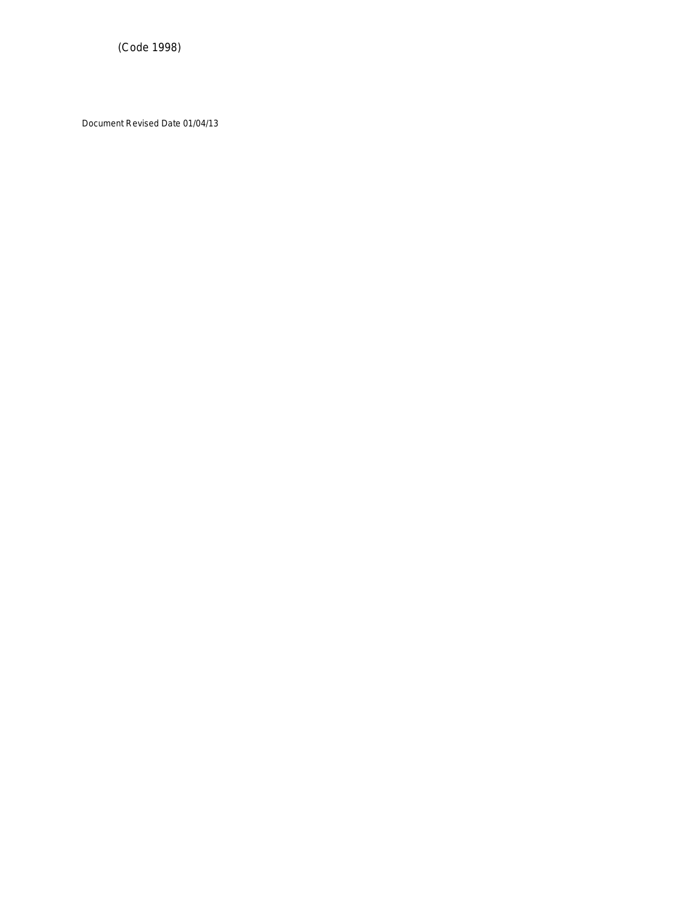(Code 1998)

Document Revised Date 01/04/13